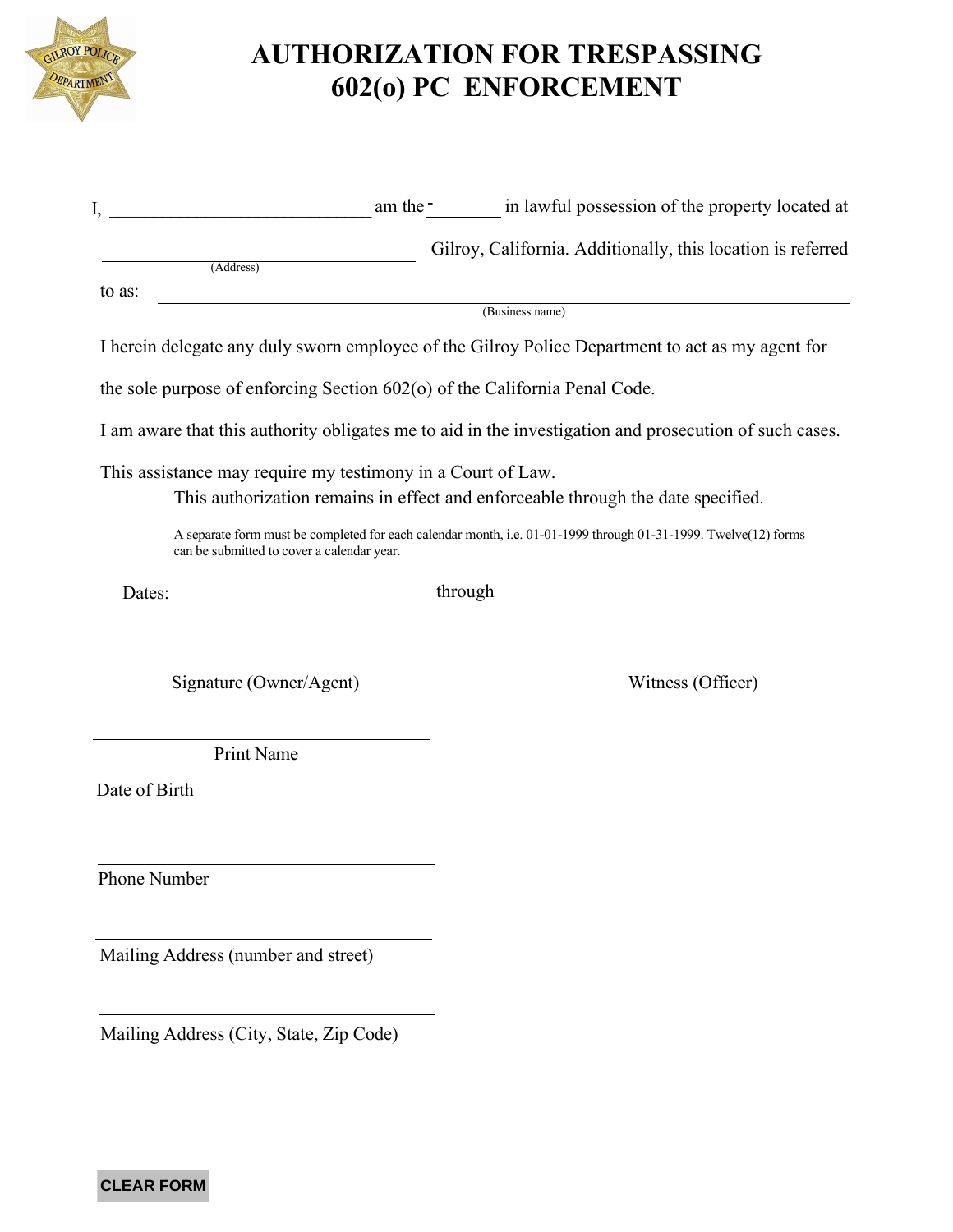# AUTHORIZATION FOR TRESPASSING 602(o) PC ENFORCEMENT

I, ____________________________ am the ________ in lawful possession of the property located at

____________________________ Gilroy, California. Additionally, this location is referred
(Address)

to as: ____________________________________________________________
(Business name)

I herein delegate any duly sworn employee of the Gilroy Police Department to act as my agent for the sole purpose of enforcing Section 602(o) of the California Penal Code.

I am aware that this authority obligates me to aid in the investigation and prosecution of such cases.

This assistance may require my testimony in a Court of Law.

This authorization remains in effect and enforceable through the date specified.

A separate form must be completed for each calendar month, i.e. 01-01-1999 through 01-31-1999. Twelve(12) forms can be submitted to cover a calendar year.

Dates: through

____________________________ Signature (Owner/Agent)

____________________________ Witness (Officer)

____________________________ Print Name

Date of Birth

____________________________ Phone Number

____________________________ Mailing Address (number and street)

____________________________ Mailing Address (City, State, Zip Code)

CLEAR FORM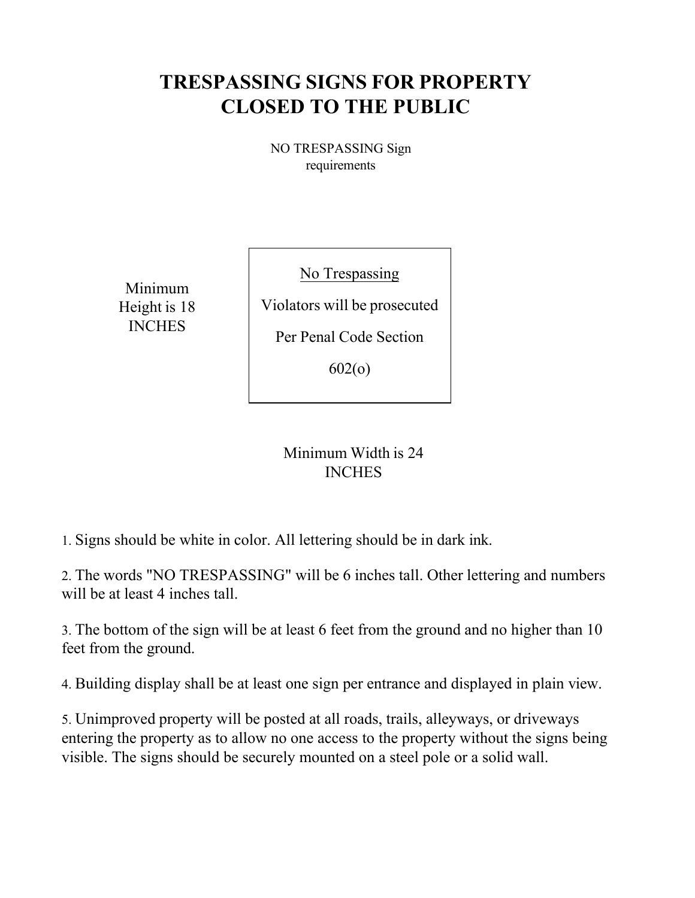# TRESPASSING SIGNS FOR PROPERTY CLOSED TO THE PUBLIC

NO TRESPASSING Sign requirements

Minimum Height is 18 INCHES

No Trespassing

Violators will be prosecuted

Per Penal Code Section

602(o)

Minimum Width is 24 INCHES

1. Signs should be white in color. All lettering should be in dark ink.

2. The words "NO TRESPASSING" will be 6 inches tall. Other lettering and numbers will be at least 4 inches tall.

3. The bottom of the sign will be at least 6 feet from the ground and no higher than 10 feet from the ground.

4. Building display shall be at least one sign per entrance and displayed in plain view.

5. Unimproved property will be posted at all roads, trails, alleyways, or driveways entering the property as to allow no one access to the property without the signs being visible. The signs should be securely mounted on a steel pole or a solid wall.